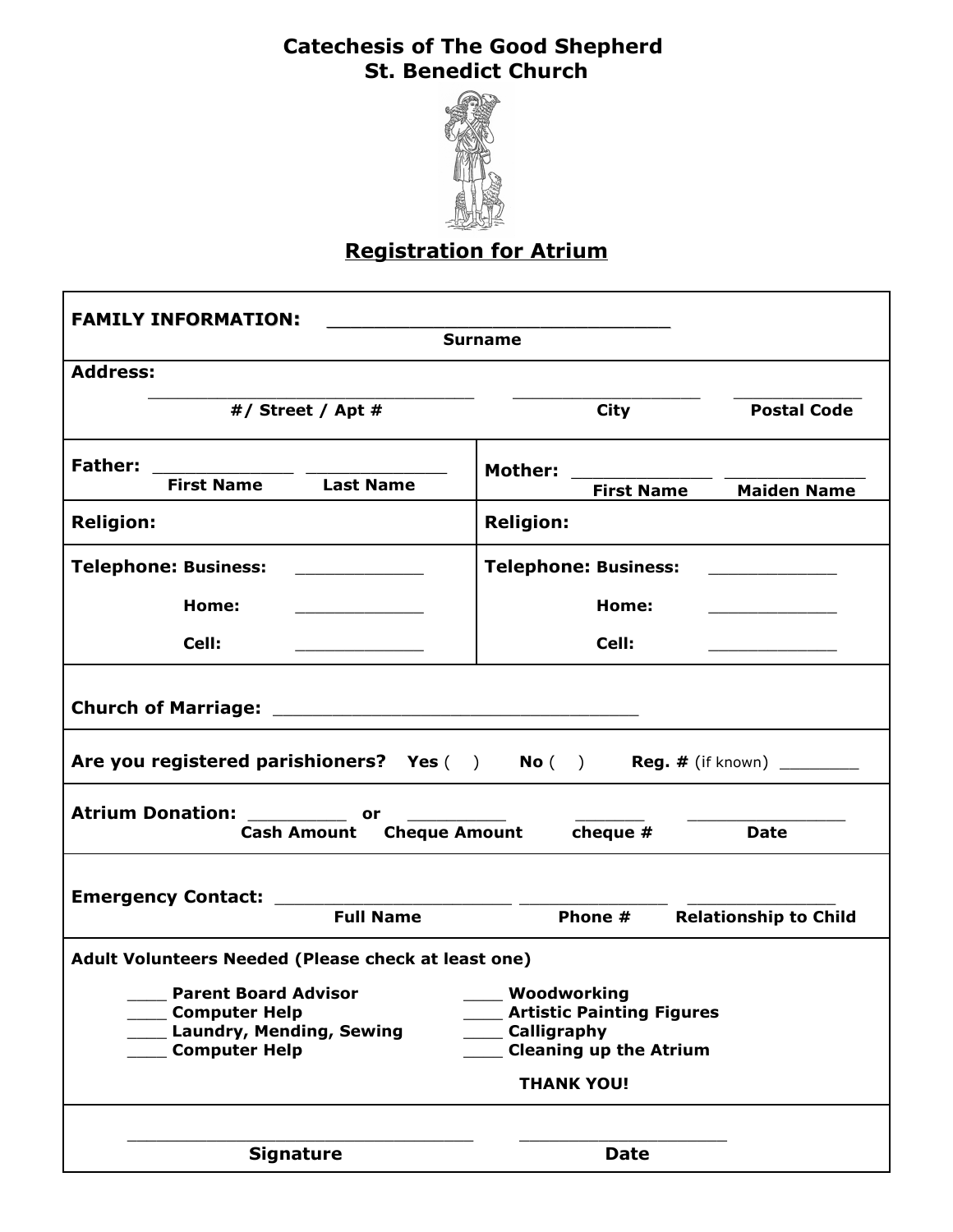# Catechesis of The Good Shepherd
# St. Benedict Church

## Registration for Atrium

**FAMILY INFORMATION:** ______________________________
**Surname**

**Address:**

________________________________ ___________________ _____________
**#/ Street / Apt #** **City** **Postal Code**

| | |
|---|---|
| **Father:** _____________ _____________<br>**First Name** **Last Name** | **Mother:** _____________ _____________<br>**First Name** **Maiden Name** |
| **Religion:** | **Religion:** |
| **Telephone: Business:** _____________<br>**Home:** _____________<br>**Cell:** _____________ | **Telephone: Business:** _____________<br>**Home:** _____________<br>**Cell:** _____________ |

**Church of Marriage:** ___________________________________

**Are you registered parishioners?** **Yes** ( ) **No** ( ) **Reg. #** (if known) ________

**Atrium Donation:** _________ **or** _________ _______ _______________
**Cash Amount** **Cheque Amount** **cheque #** **Date**

**Emergency Contact:** ______________________ ______________ ______________
**Full Name** **Phone #** **Relationship to Child**

**Adult Volunteers Needed (Please check at least one)**

- ____ **Parent Board Advisor**
- ____ **Computer Help**
- ____ **Laundry, Mending, Sewing**
- ____ **Computer Help**
- ____ **Woodworking**
- ____ **Artistic Painting Figures**
- ____ **Calligraphy**
- ____ **Cleaning up the Atrium**

**THANK YOU!**

_________________________________ ____________________
**Signature** **Date**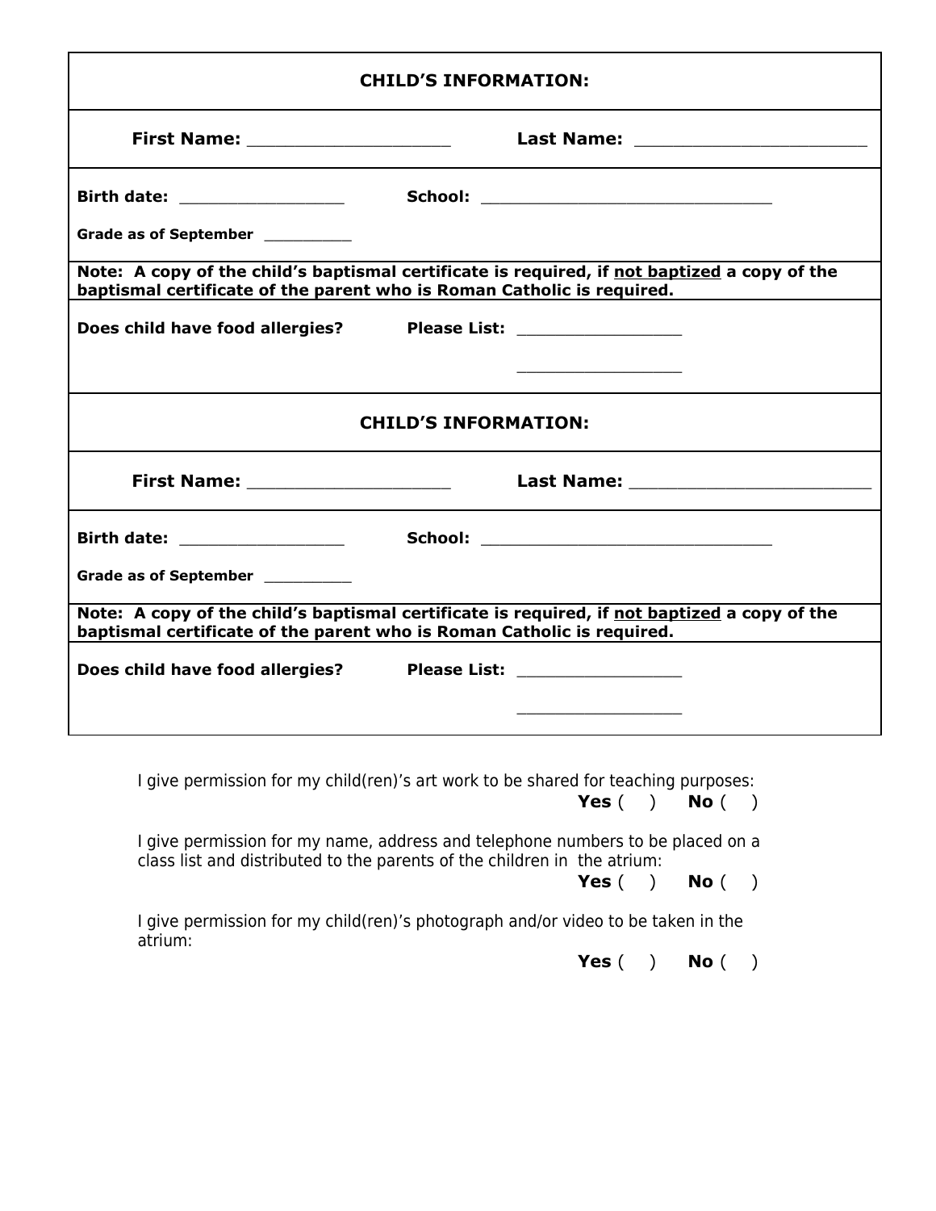**CHILD'S INFORMATION:**

**First Name:** ____________________ **Last Name:** ______________________

**Birth date:** _________________ **School:** _______________________________

**Grade as of September** _________

**Note: A copy of the child's baptismal certificate is required, if <u>not baptized</u> a copy of the baptismal certificate of the parent who is Roman Catholic is required.**

**Does child have food allergies?** **Please List:** _________________

_________________

**CHILD'S INFORMATION:**

**First Name:** ____________________ **Last Name:** ________________________

**Birth date:** _________________ **School:** _______________________________

**Grade as of September** _________

**Note: A copy of the child's baptismal certificate is required, if <u>not baptized</u> a copy of the baptismal certificate of the parent who is Roman Catholic is required.**

**Does child have food allergies?** **Please List:** _________________

_________________

I give permission for my child(ren)'s art work to be shared for teaching purposes:
**Yes** ( ) **No** ( )

I give permission for my name, address and telephone numbers to be placed on a class list and distributed to the parents of the children in the atrium:
**Yes** ( ) **No** ( )

I give permission for my child(ren)'s photograph and/or video to be taken in the atrium:
**Yes** ( ) **No** ( )